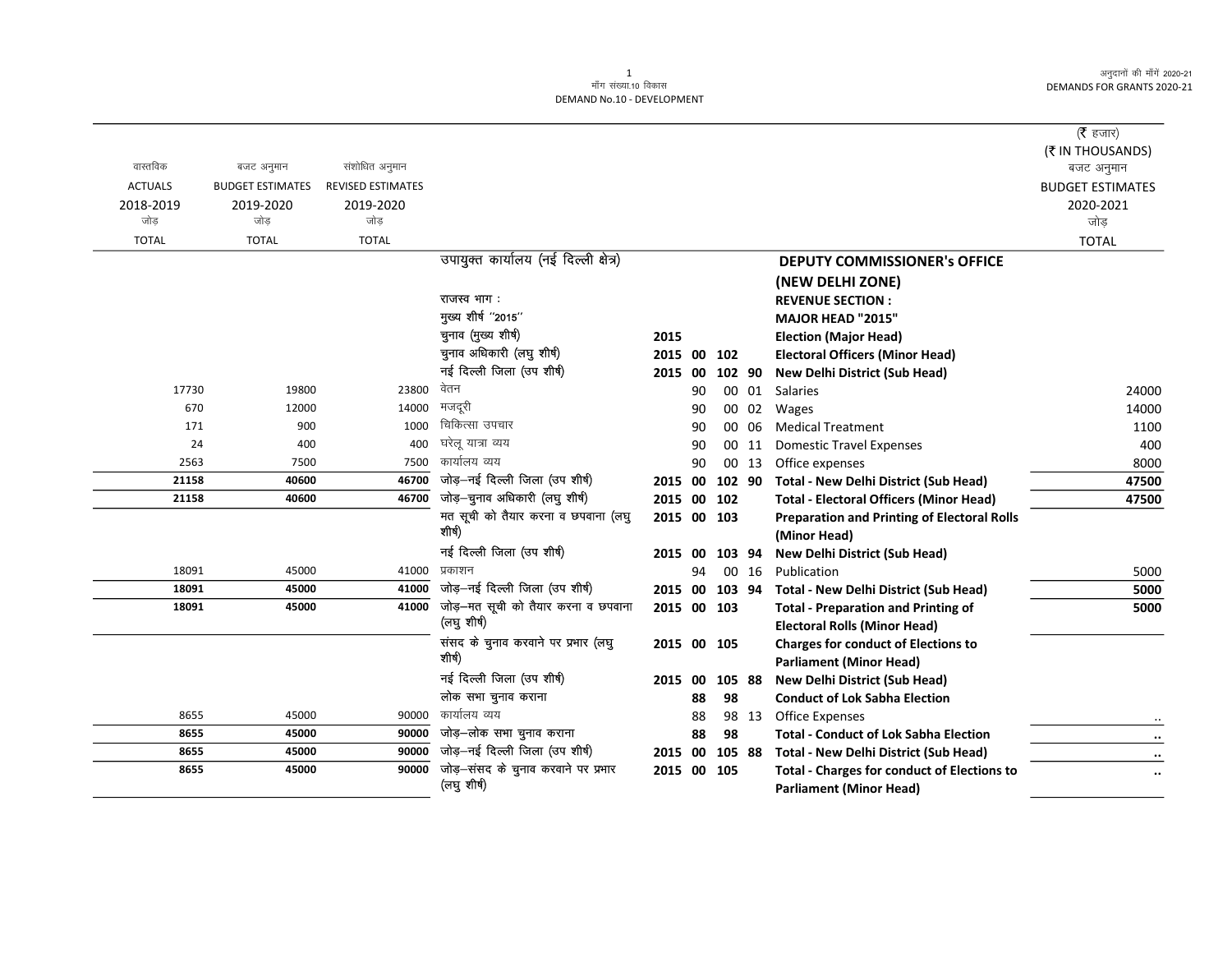मॉंग संख्या.10 विकास
DEMAND No.10 - DEVELOPMENT

अनुदानों की मॉंगें 2020-21
DEMANDS FOR GRANTS 2020-21

(₹ हजार)
(₹ IN THOUSANDS)

| वास्तविक ACTUALS 2018-2019 जोड़ TOTAL | बजट अनुमान BUDGET ESTIMATES 2019-2020 जोड़ TOTAL | संशोधित अनुमान REVISED ESTIMATES 2019-2020 जोड़ TOTAL | | | | | | | बजट अनुमान BUDGET ESTIMATES 2020-2021 जोड़ TOTAL |
|---|---|---|---|---|---|---|---|---|---|
| | | | उपायुक्त कार्यालय (नई दिल्ली क्षेत्र) | | | | | **DEPUTY COMMISSIONER's OFFICE (NEW DELHI ZONE)** | |
| | | | राजस्व भाग : | | | | | **REVENUE SECTION :** | |
| | | | मुख्य शीर्ष "2015" | | | | | **MAJOR HEAD "2015"** | |
| | | | चुनाव (मुख्य शीर्ष) | 2015 | | | | **Election (Major Head)** | |
| | | | चुनाव अधिकारी (लघु शीर्ष) | 2015 | 00 | 102 | | **Electoral Officers (Minor Head)** | |
| | | | नई दिल्ली जिला (उप शीर्ष) | 2015 | 00 | 102 | 90 | **New Delhi District (Sub Head)** | |
| 17730 | 19800 | 23800 | वेतन | | 90 | 00 | 01 | Salaries | 24000 |
| 670 | 12000 | 14000 | मजदूरी | | 90 | 00 | 02 | Wages | 14000 |
| 171 | 900 | 1000 | चिकित्सा उपचार | | 90 | 00 | 06 | Medical Treatment | 1100 |
| 24 | 400 | 400 | घरेलू यात्रा व्यय | | 90 | 00 | 11 | Domestic Travel Expenses | 400 |
| 2563 | 7500 | 7500 | कार्यालय व्यय | | 90 | 00 | 13 | Office expenses | 8000 |
| **21158** | **40600** | **46700** | जोड़–नई दिल्ली जिला (उप शीर्ष) | 2015 | 00 | 102 | 90 | **Total - New Delhi District (Sub Head)** | **47500** |
| **21158** | **40600** | **46700** | जोड़–चुनाव अधिकारी (लघु शीर्ष) | 2015 | 00 | 102 | | **Total - Electoral Officers (Minor Head)** | **47500** |
| | | | मत सूची को तैयार करना व छपवाना (लघु शीर्ष) | 2015 | 00 | 103 | | **Preparation and Printing of Electoral Rolls (Minor Head)** | |
| | | | नई दिल्ली जिला (उप शीर्ष) | 2015 | 00 | 103 | 94 | **New Delhi District (Sub Head)** | |
| 18091 | 45000 | 41000 | प्रकाशन | | 94 | 00 | 16 | Publication | 5000 |
| **18091** | **45000** | **41000** | जोड़–नई दिल्ली जिला (उप शीर्ष) | 2015 | 00 | 103 | 94 | **Total - New Delhi District (Sub Head)** | **5000** |
| **18091** | **45000** | **41000** | जोड़–मत सूची को तैयार करना व छपवाना (लघु शीर्ष) | 2015 | 00 | 103 | | **Total - Preparation and Printing of Electoral Rolls (Minor Head)** | **5000** |
| | | | संसद के चुनाव करवाने पर प्रभार (लघु शीर्ष) | 2015 | 00 | 105 | | **Charges for conduct of Elections to Parliament (Minor Head)** | |
| | | | नई दिल्ली जिला (उप शीर्ष) | 2015 | 00 | 105 | 88 | **New Delhi District (Sub Head)** | |
| | | | लोक सभा चुनाव कराना | | 88 | 98 | | **Conduct of Lok Sabha Election** | |
| 8655 | 45000 | 90000 | कार्यालय व्यय | | 88 | 98 | 13 | Office Expenses | .. |
| **8655** | **45000** | **90000** | जोड़–लोक सभा चुनाव कराना | | 88 | 98 | | **Total - Conduct of Lok Sabha Election** | **..** |
| **8655** | **45000** | **90000** | जोड़–नई दिल्ली जिला (उप शीर्ष) | 2015 | 00 | 105 | 88 | **Total - New Delhi District (Sub Head)** | **..** |
| **8655** | **45000** | **90000** | जोड़–संसद के चुनाव करवाने पर प्रभार (लघु शीर्ष) | 2015 | 00 | 105 | | **Total - Charges for conduct of Elections to Parliament (Minor Head)** | **..** |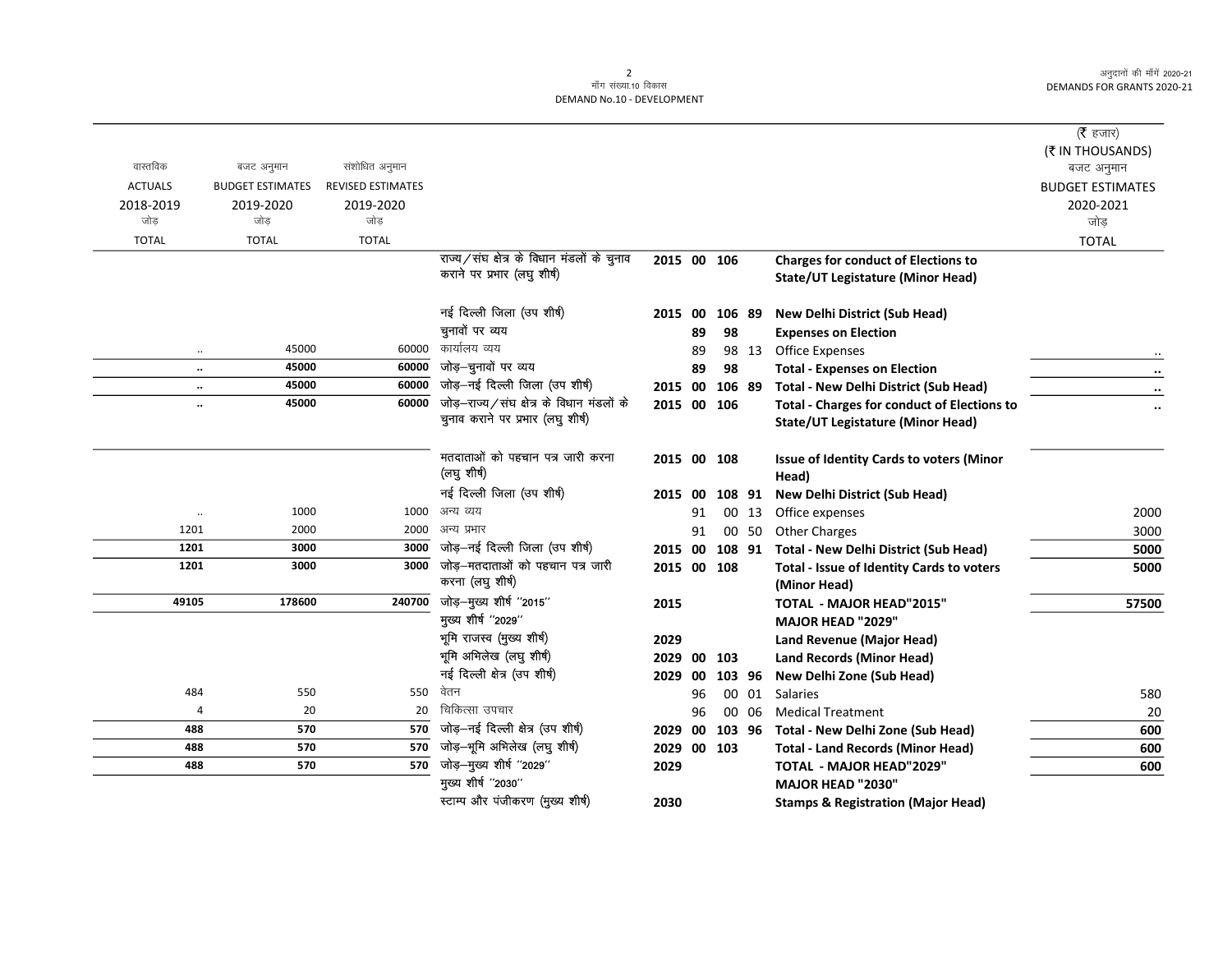(₹ हजार)
(₹ IN THOUSANDS)

| वास्तविक ACTUALS 2018-2019 जोड़ TOTAL | बजट अनुमान BUDGET ESTIMATES 2019-2020 जोड़ TOTAL | संशोधित अनुमान REVISED ESTIMATES 2019-2020 जोड़ TOTAL | | | | | | | बजट अनुमान BUDGET ESTIMATES 2020-2021 जोड़ TOTAL |
|---|---|---|---|---|---|---|---|---|---|
| | | | राज्य/संघ क्षेत्र के विधान मंडलों के चुनाव कराने पर प्रभार (लघु शीर्ष) | 2015 | 00 | 106 | | **Charges for conduct of Elections to State/UT Legislature (Minor Head)** | |
| | | | नई दिल्ली जिला (उप शीर्ष) | 2015 | 00 | 106 | 89 | **New Delhi District (Sub Head)** | |
| | | | चुनावों पर व्यय | | 89 | 98 | | **Expenses on Election** | |
| .. | 45000 | 60000 | कार्यालय व्यय | | 89 | 98 | 13 | Office Expenses | .. |
| **..** | **45000** | **60000** | जोड़–चुनावों पर व्यय | | **89** | **98** | | **Total - Expenses on Election** | **..** |
| **..** | **45000** | **60000** | जोड़–नई दिल्ली जिला (उप शीर्ष) | **2015** | **00** | **106** | **89** | **Total - New Delhi District (Sub Head)** | **..** |
| **..** | **45000** | **60000** | जोड़–राज्य/संघ क्षेत्र के विधान मंडलों के चुनाव कराने पर प्रभार (लघु शीर्ष) | **2015** | **00** | **106** | | **Total - Charges for conduct of Elections to State/UT Legislature (Minor Head)** | **..** |
| | | | मतदाताओं को पहचान पत्र जारी करना (लघु शीर्ष) | 2015 | 00 | 108 | | **Issue of Identity Cards to voters (Minor Head)** | |
| | | | नई दिल्ली जिला (उप शीर्ष) | 2015 | 00 | 108 | 91 | **New Delhi District (Sub Head)** | |
| .. | 1000 | 1000 | अन्य व्यय | | 91 | 00 | 13 | Office expenses | 2000 |
| 1201 | 2000 | 2000 | अन्य प्रभार | | 91 | 00 | 50 | Other Charges | 3000 |
| **1201** | **3000** | **3000** | जोड़–नई दिल्ली जिला (उप शीर्ष) | **2015** | **00** | **108** | **91** | **Total - New Delhi District (Sub Head)** | **5000** |
| **1201** | **3000** | **3000** | जोड़–मतदाताओं को पहचान पत्र जारी करना (लघु शीर्ष) | **2015** | **00** | **108** | | **Total - Issue of Identity Cards to voters (Minor Head)** | **5000** |
| **49105** | **178600** | **240700** | जोड़–मुख्य शीर्ष ''2015'' | **2015** | | | | **TOTAL - MAJOR HEAD"2015"** | **57500** |
| | | | मुख्य शीर्ष ''2029'' | | | | | **MAJOR HEAD "2029"** | |
| | | | भूमि राजस्व (मुख्य शीर्ष) | 2029 | | | | **Land Revenue (Major Head)** | |
| | | | भूमि अभिलेख (लघु शीर्ष) | 2029 | 00 | 103 | | **Land Records (Minor Head)** | |
| | | | नई दिल्ली क्षेत्र (उप शीर्ष) | 2029 | 00 | 103 | 96 | **New Delhi Zone (Sub Head)** | |
| 484 | 550 | 550 | वेतन | | 96 | 00 | 01 | Salaries | 580 |
| 4 | 20 | 20 | चिकित्सा उपचार | | 96 | 00 | 06 | Medical Treatment | 20 |
| **488** | **570** | **570** | जोड़–नई दिल्ली क्षेत्र (उप शीर्ष) | **2029** | **00** | **103** | **96** | **Total - New Delhi Zone (Sub Head)** | **600** |
| **488** | **570** | **570** | जोड़–भूमि अभिलेख (लघु शीर्ष) | **2029** | **00** | **103** | | **Total - Land Records (Minor Head)** | **600** |
| **488** | **570** | **570** | जोड़–मुख्य शीर्ष ''2029'' | **2029** | | | | **TOTAL - MAJOR HEAD"2029"** | **600** |
| | | | मुख्य शीर्ष ''2030'' | | | | | **MAJOR HEAD "2030"** | |
| | | | स्टाम्प और पंजीकरण (मुख्य शीर्ष) | 2030 | | | | **Stamps & Registration (Major Head)** | |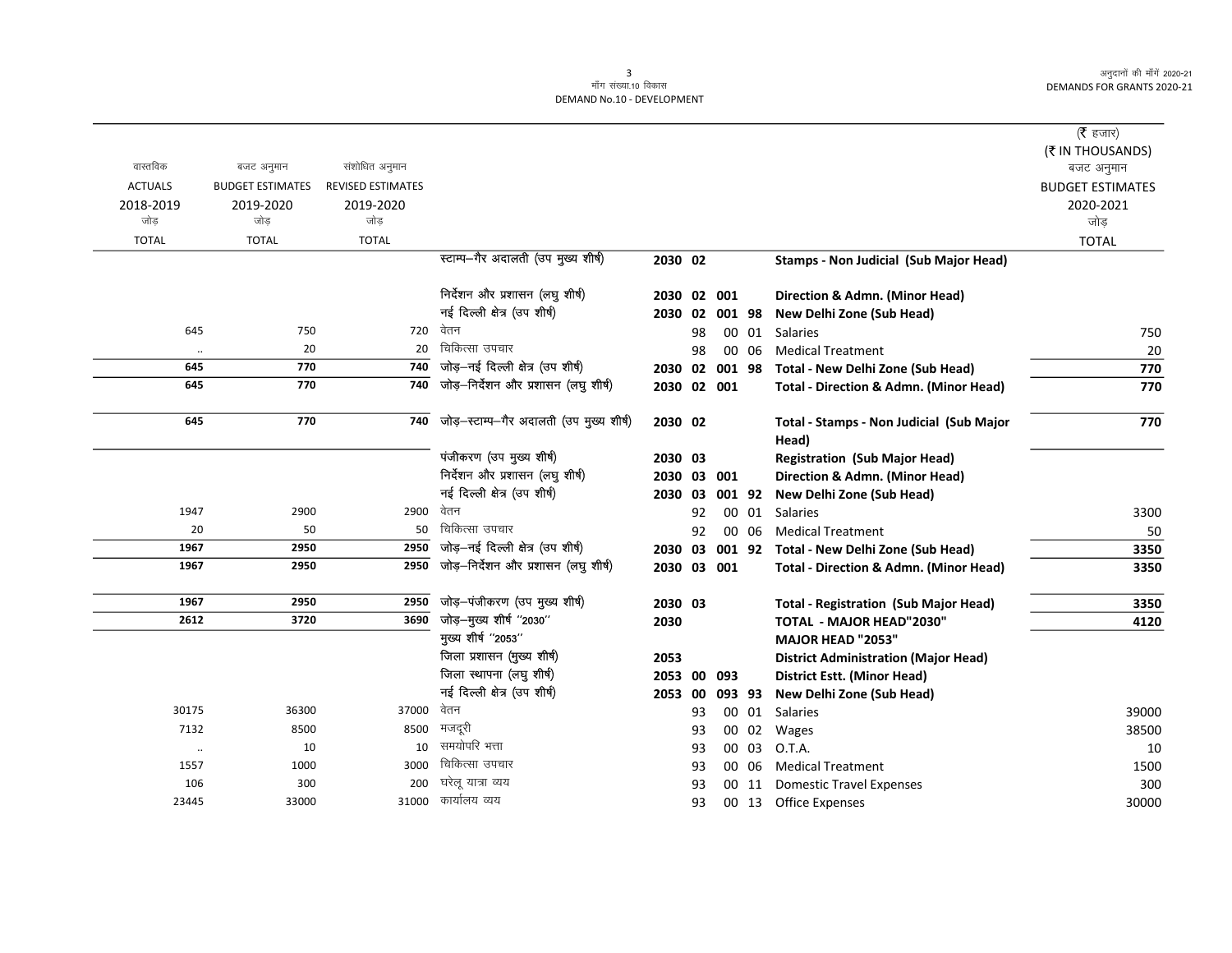| वास्तविक ACTUALS 2018-2019 जोड़ TOTAL | बजट अनुमान BUDGET ESTIMATES 2019-2020 जोड़ TOTAL | संशोधित अनुमान REVISED ESTIMATES 2019-2020 जोड़ TOTAL | | | | | | | (₹ हजार) (₹ IN THOUSANDS) बजट अनुमान BUDGET ESTIMATES 2020-2021 जोड़ TOTAL |
|---|---|---|---|---|---|---|---|---|---|
| | | | स्टाम्प–गैर अदालती (उप मुख्य शीर्ष) | 2030 | 02 | | | **Stamps - Non Judicial (Sub Major Head)** | |
| | | | निर्देशन और प्रशासन (लघु शीर्ष) | 2030 | 02 | 001 | | **Direction & Admn. (Minor Head)** | |
| | | | नई दिल्ली क्षेत्र (उप शीर्ष) | 2030 | 02 | 001 | 98 | **New Delhi Zone (Sub Head)** | |
| 645 | 750 | 720 | वेतन | | 98 | 00 | 01 | Salaries | 750 |
| .. | 20 | 20 | चिकित्सा उपचार | | 98 | 00 | 06 | Medical Treatment | 20 |
| **645** | **770** | **740** | जोड़–नई दिल्ली क्षेत्र (उप शीर्ष) | 2030 | 02 | 001 | 98 | **Total - New Delhi Zone (Sub Head)** | **770** |
| **645** | **770** | **740** | जोड़–निर्देशन और प्रशासन (लघु शीर्ष) | 2030 | 02 | 001 | | **Total - Direction & Admn. (Minor Head)** | **770** |
| **645** | **770** | **740** | जोड़–स्टाम्प–गैर अदालती (उप मुख्य शीर्ष) | 2030 | 02 | | | **Total - Stamps - Non Judicial (Sub Major Head)** | **770** |
| | | | पंजीकरण (उप मुख्य शीर्ष) | 2030 | 03 | | | **Registration (Sub Major Head)** | |
| | | | निर्देशन और प्रशासन (लघु शीर्ष) | 2030 | 03 | 001 | | **Direction & Admn. (Minor Head)** | |
| | | | नई दिल्ली क्षेत्र (उप शीर्ष) | 2030 | 03 | 001 | 92 | **New Delhi Zone (Sub Head)** | |
| 1947 | 2900 | 2900 | वेतन | | 92 | 00 | 01 | Salaries | 3300 |
| 20 | 50 | 50 | चिकित्सा उपचार | | 92 | 00 | 06 | Medical Treatment | 50 |
| **1967** | **2950** | **2950** | जोड़–नई दिल्ली क्षेत्र (उप शीर्ष) | 2030 | 03 | 001 | 92 | **Total - New Delhi Zone (Sub Head)** | **3350** |
| **1967** | **2950** | **2950** | जोड़–निर्देशन और प्रशासन (लघु शीर्ष) | 2030 | 03 | 001 | | **Total - Direction & Admn. (Minor Head)** | **3350** |
| **1967** | **2950** | **2950** | जोड़–पंजीकरण (उप मुख्य शीर्ष) | 2030 | 03 | | | **Total - Registration (Sub Major Head)** | **3350** |
| **2612** | **3720** | **3690** | जोड़–मुख्य शीर्ष "2030" | 2030 | | | | **TOTAL - MAJOR HEAD"2030"** | **4120** |
| | | | मुख्य शीर्ष "2053" | | | | | **MAJOR HEAD "2053"** | |
| | | | जिला प्रशासन (मुख्य शीर्ष) | 2053 | | | | **District Administration (Major Head)** | |
| | | | जिला स्थापना (लघु शीर्ष) | 2053 | 00 | 093 | | **District Estt. (Minor Head)** | |
| | | | नई दिल्ली क्षेत्र (उप शीर्ष) | 2053 | 00 | 093 | 93 | **New Delhi Zone (Sub Head)** | |
| 30175 | 36300 | 37000 | वेतन | | 93 | 00 | 01 | Salaries | 39000 |
| 7132 | 8500 | 8500 | मजदूरी | | 93 | 00 | 02 | Wages | 38500 |
| .. | 10 | 10 | समयोपरि भत्ता | | 93 | 00 | 03 | O.T.A. | 10 |
| 1557 | 1000 | 3000 | चिकित्सा उपचार | | 93 | 00 | 06 | Medical Treatment | 1500 |
| 106 | 300 | 200 | घरेलू यात्रा व्यय | | 93 | 00 | 11 | Domestic Travel Expenses | 300 |
| 23445 | 33000 | 31000 | कार्यालय व्यय | | 93 | 00 | 13 | Office Expenses | 30000 |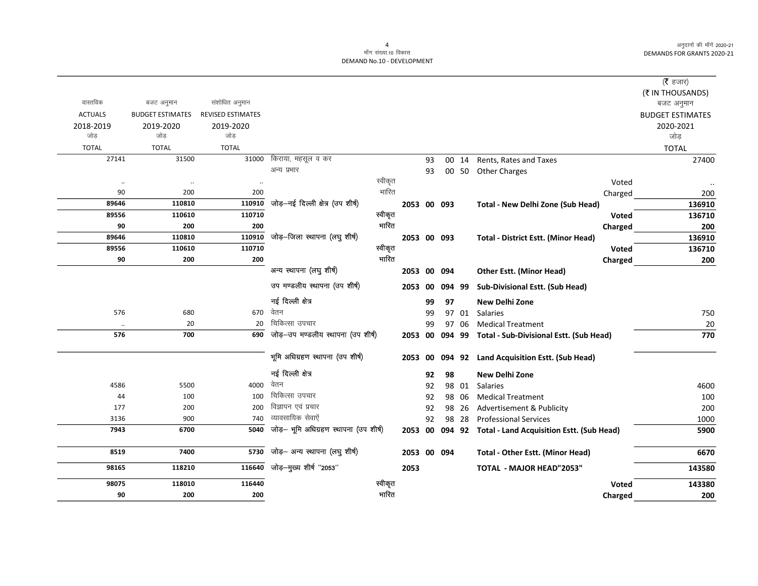| वास्तविक ACTUALS 2018-2019 जोड़ TOTAL | बजट अनुमान BUDGET ESTIMATES 2019-2020 जोड़ TOTAL | संशोधित अनुमान REVISED ESTIMATES 2019-2020 जोड़ TOTAL | | | | | | | (₹ हजार) (₹ IN THOUSANDS) बजट अनुमान BUDGET ESTIMATES 2020-2021 जोड़ TOTAL |
|---|---|---|---|---|---|---|---|---|---|
| 27141 | 31500 | 31000 | किराया, महसूल व कर | | 93 | 00 | 14 | Rents, Rates and Taxes | 27400 |
| | | | अन्य प्रभार | | 93 | 00 | 50 | Other Charges | |
| .. | .. | .. | स्वीकृत | | | | | Voted | .. |
| 90 | 200 | 200 | भारित | | | | | Charged | 200 |
| **89646** | **110810** | **110910** | **जोड़–नई दिल्ली क्षेत्र (उप शीर्ष)** | **2053** | **00** | **093** | | **Total - New Delhi Zone (Sub Head)** | **136910** |
| **89556** | **110610** | **110710** | स्वीकृत | | | | | **Voted** | **136710** |
| **90** | **200** | **200** | भारित | | | | | **Charged** | **200** |
| **89646** | **110810** | **110910** | **जोड़–जिला स्थापना (लघु शीर्ष)** | **2053** | **00** | **093** | | **Total - District Estt. (Minor Head)** | **136910** |
| **89556** | **110610** | **110710** | स्वीकृत | | | | | **Voted** | **136710** |
| **90** | **200** | **200** | भारित | | | | | **Charged** | **200** |
| | | | अन्य स्थापना (लघु शीर्ष) | **2053** | **00** | **094** | | **Other Estt. (Minor Head)** | |
| | | | उप मण्डलीय स्थापना (उप शीर्ष) | **2053** | **00** | **094** | **99** | **Sub-Divisional Estt. (Sub Head)** | |
| | | | नई दिल्ली क्षेत्र | | **99** | **97** | | **New Delhi Zone** | |
| 576 | 680 | 670 | वेतन | | 99 | 97 | 01 | Salaries | 750 |
| .. | 20 | 20 | चिकित्सा उपचार | | 99 | 97 | 06 | Medical Treatment | 20 |
| **576** | **700** | **690** | **जोड़–उप मण्डलीय स्थापना (उप शीर्ष)** | **2053** | **00** | **094** | **99** | **Total - Sub-Divisional Estt. (Sub Head)** | **770** |
| | | | भूमि अधिग्रहण स्थापना (उप शीर्ष) | **2053** | **00** | **094** | **92** | **Land Acquisition Estt. (Sub Head)** | |
| | | | नई दिल्ली क्षेत्र | | **92** | **98** | | **New Delhi Zone** | |
| 4586 | 5500 | 4000 | वेतन | | 92 | 98 | 01 | Salaries | 4600 |
| 44 | 100 | 100 | चिकित्सा उपचार | | 92 | 98 | 06 | Medical Treatment | 100 |
| 177 | 200 | 200 | विज्ञापन एवं प्रचार | | 92 | 98 | 26 | Advertisement & Publicity | 200 |
| 3136 | 900 | 740 | व्यावसायिक सेवाऐं | | 92 | 98 | 28 | Professional Services | 1000 |
| **7943** | **6700** | **5040** | **जोड़– भूमि अधिग्रहण स्थापना (उप शीर्ष)** | **2053** | **00** | **094** | **92** | **Total - Land Acquisition Estt. (Sub Head)** | **5900** |
| **8519** | **7400** | **5730** | **जोड़– अन्य स्थापना (लघु शीर्ष)** | **2053** | **00** | **094** | | **Total - Other Estt. (Minor Head)** | **6670** |
| **98165** | **118210** | **116640** | **जोड़–मुख्य शीर्ष "2053"** | **2053** | | | | **TOTAL - MAJOR HEAD"2053"** | **143580** |
| **98075** | **118010** | **116440** | स्वीकृत | | | | | **Voted** | **143380** |
| **90** | **200** | **200** | भारित | | | | | **Charged** | **200** |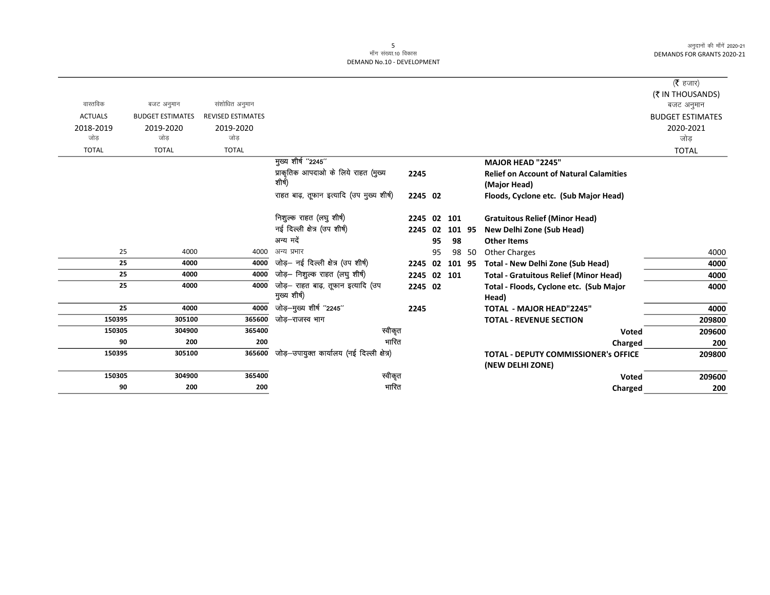| वास्तविक ACTUALS 2018-2019 जोड़ TOTAL | बजट अनुमान BUDGET ESTIMATES 2019-2020 जोड़ TOTAL | संशोधित अनुमान REVISED ESTIMATES 2019-2020 जोड़ TOTAL | | | | | | | (₹ हजार) (₹ IN THOUSANDS) बजट अनुमान BUDGET ESTIMATES 2020-2021 जोड़ TOTAL |
|---|---|---|---|---|---|---|---|---|---|
| | | | मुख्य शीर्ष "2245" | | | | | **MAJOR HEAD "2245"** | |
| | | | प्राकृतिक आपदाओ के लिये राहत (मुख्य शीर्ष) | **2245** | | | | **Relief on Account of Natural Calamities (Major Head)** | |
| | | | राहत बाढ़, तूफान इत्यादि (उप मुख्य शीर्ष) | **2245** | **02** | | | **Floods, Cyclone etc. (Sub Major Head)** | |
| | | | निशुल्क राहत (लघु शीर्ष) | **2245** | **02** | **101** | | **Gratuitous Relief (Minor Head)** | |
| | | | नई दिल्ली क्षेत्र (उप शीर्ष) | **2245** | **02** | **101** | **95** | **New Delhi Zone (Sub Head)** | |
| | | | अन्य मदें | | **95** | **98** | | **Other Items** | |
| 25 | 4000 | 4000 | अन्य प्रभार | | 95 | 98 | 50 | Other Charges | 4000 |
| **25** | **4000** | **4000** | जोड़– नई दिल्ली क्षेत्र (उप शीर्ष) | **2245** | **02** | **101** | **95** | **Total - New Delhi Zone (Sub Head)** | **4000** |
| **25** | **4000** | **4000** | जोड़– निशुल्क राहत (लघु शीर्ष) | **2245** | **02** | **101** | | **Total - Gratuitous Relief (Minor Head)** | **4000** |
| **25** | **4000** | **4000** | जोड़– राहत बाढ़, तूफान इत्यादि (उप मुख्य शीर्ष) | **2245** | **02** | | | **Total - Floods, Cyclone etc. (Sub Major Head)** | **4000** |
| **25** | **4000** | **4000** | जोड़–मुख्य शीर्ष "2245" | **2245** | | | | **TOTAL - MAJOR HEAD"2245"** | **4000** |
| **150395** | **305100** | **365600** | जोड़–राजस्व भाग | | | | | **TOTAL - REVENUE SECTION** | **209800** |
| **150305** | **304900** | **365400** | स्वीकृत | | | | | **Voted** | **209600** |
| **90** | **200** | **200** | भारित | | | | | **Charged** | **200** |
| **150395** | **305100** | **365600** | जोड़–उपायुक्त कार्यालय (नई दिल्ली क्षेत्र) | | | | | **TOTAL - DEPUTY COMMISSIONER's OFFICE (NEW DELHI ZONE)** | **209800** |
| **150305** | **304900** | **365400** | स्वीकृत | | | | | **Voted** | **209600** |
| **90** | **200** | **200** | भारित | | | | | **Charged** | **200** |